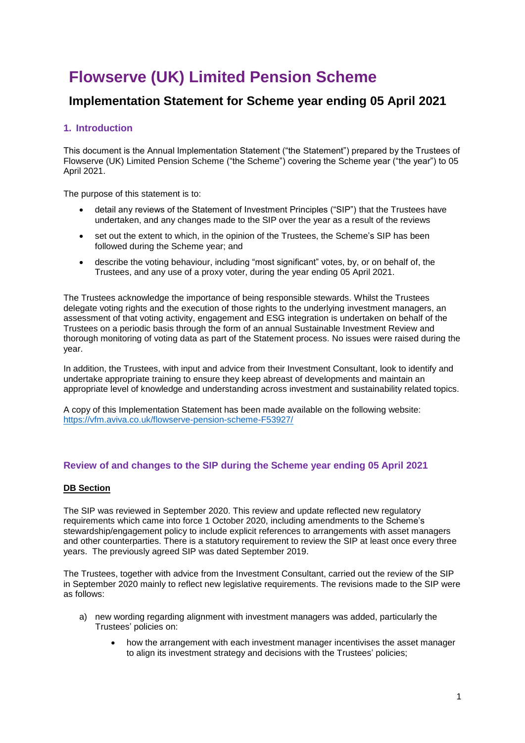# Flowserve (UK) Limited Pension Scheme

## Implementation Statement for Scheme year ending 05 April 2021

### 1. Introduction

This document is the Annual Implementation Statement ("the Statement") prepared by the Trustees of Flowserve (UK) Limited Pension Scheme ("the Scheme") covering the Scheme year ("the year") to 05 April 2021.

The purpose of this statement is to:

- detail any reviews of the Statement of Investment Principles ("SIP") that the Trustees have undertaken, and any changes made to the SIP over the year as a result of the reviews
- set out the extent to which, in the opinion of the Trustees, the Scheme's SIP has been followed during the Scheme year; and
- describe the voting behaviour, including "most significant" votes, by, or on behalf of, the Trustees, and any use of a proxy voter, during the year ending 05 April 2021.

The Trustees acknowledge the importance of being responsible stewards. Whilst the Trustees delegate voting rights and the execution of those rights to the underlying investment managers, an assessment of that voting activity, engagement and ESG integration is undertaken on behalf of the Trustees on a periodic basis through the form of an annual Sustainable Investment Review and thorough monitoring of voting data as part of the Statement process. No issues were raised during the year.

In addition, the Trustees, with input and advice from their Investment Consultant, look to identify and undertake appropriate training to ensure they keep abreast of developments and maintain an appropriate level of knowledge and understanding across investment and sustainability related topics.

A copy of this Implementation Statement has been made available on the following website: [https://vfm.aviva.co.uk/flowserve-pension-scheme-F53927/](https://vfm.aviva.co.uk/flowserve-pension-scheme-F53927/)

### Review of and changes to the SIP during the Scheme year ending 05 April 2021

**DB Section**

The SIP was reviewed in September 2020. This review and update reflected new regulatory requirements which came into force 1 October 2020, including amendments to the Scheme's stewardship/engagement policy to include explicit references to arrangements with asset managers and other counterparties. There is a statutory requirement to review the SIP at least once every three years. The previously agreed SIP was dated September 2019.

The Trustees, together with advice from the Investment Consultant, carried out the review of the SIP in September 2020 mainly to reflect new legislative requirements. The revisions made to the SIP were as follows:

a) new wording regarding alignment with investment managers was added, particularly the Trustees' policies on:

   - how the arrangement with each investment manager incentivises the asset manager to align its investment strategy and decisions with the Trustees' policies;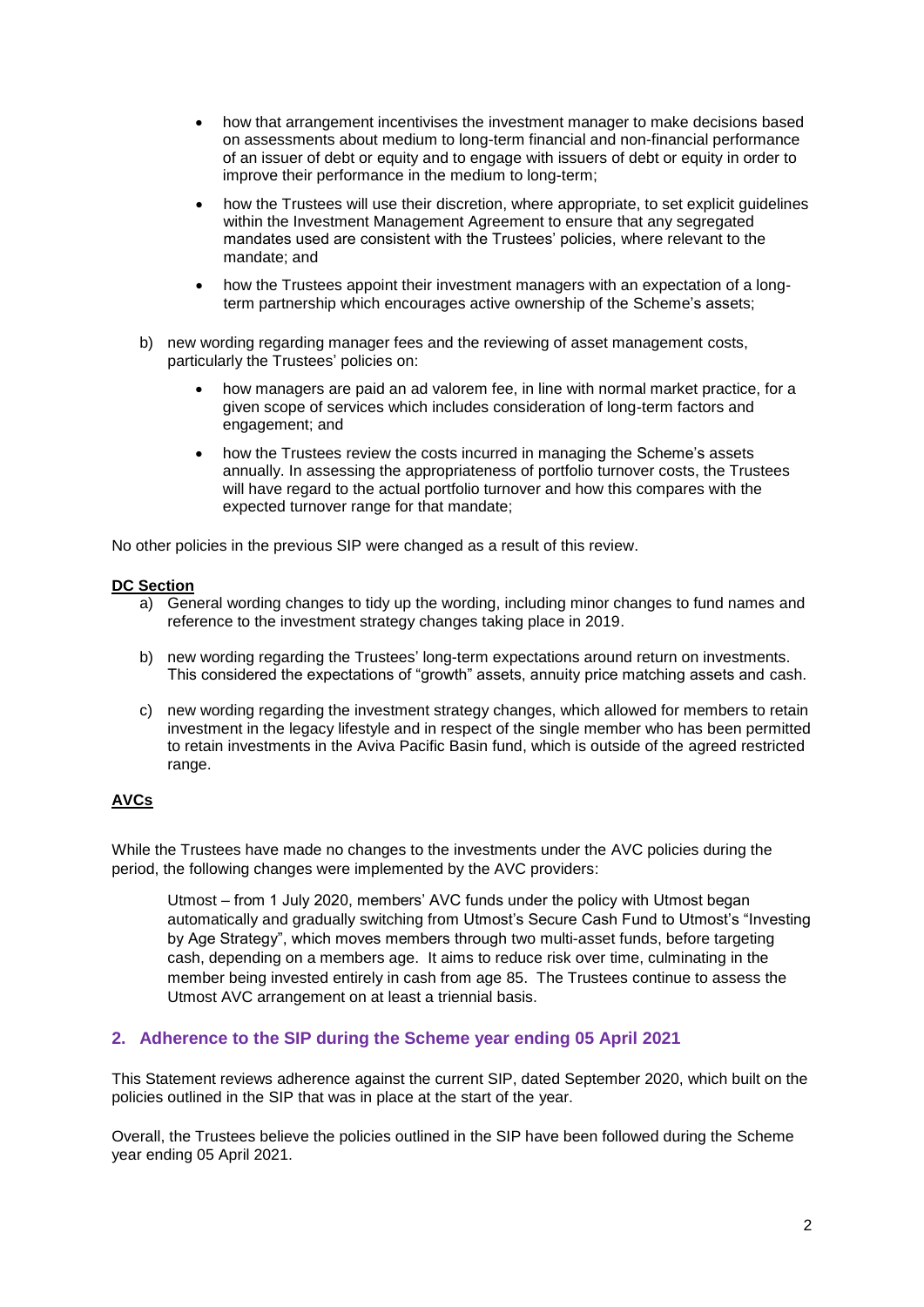- how that arrangement incentivises the investment manager to make decisions based on assessments about medium to long-term financial and non-financial performance of an issuer of debt or equity and to engage with issuers of debt or equity in order to improve their performance in the medium to long-term;
- how the Trustees will use their discretion, where appropriate, to set explicit guidelines within the Investment Management Agreement to ensure that any segregated mandates used are consistent with the Trustees' policies, where relevant to the mandate; and
- how the Trustees appoint their investment managers with an expectation of a long-term partnership which encourages active ownership of the Scheme's assets;

b) new wording regarding manager fees and the reviewing of asset management costs, particularly the Trustees' policies on:

- how managers are paid an ad valorem fee, in line with normal market practice, for a given scope of services which includes consideration of long-term factors and engagement; and
- how the Trustees review the costs incurred in managing the Scheme's assets annually. In assessing the appropriateness of portfolio turnover costs, the Trustees will have regard to the actual portfolio turnover and how this compares with the expected turnover range for that mandate;

No other policies in the previous SIP were changed as a result of this review.

**DC Section**

a) General wording changes to tidy up the wording, including minor changes to fund names and reference to the investment strategy changes taking place in 2019.

b) new wording regarding the Trustees' long-term expectations around return on investments. This considered the expectations of "growth" assets, annuity price matching assets and cash.

c) new wording regarding the investment strategy changes, which allowed for members to retain investment in the legacy lifestyle and in respect of the single member who has been permitted to retain investments in the Aviva Pacific Basin fund, which is outside of the agreed restricted range.

**AVCs**

While the Trustees have made no changes to the investments under the AVC policies during the period, the following changes were implemented by the AVC providers:

> Utmost – from 1 July 2020, members' AVC funds under the policy with Utmost began automatically and gradually switching from Utmost's Secure Cash Fund to Utmost's "Investing by Age Strategy", which moves members through two multi-asset funds, before targeting cash, depending on a members age. It aims to reduce risk over time, culminating in the member being invested entirely in cash from age 85. The Trustees continue to assess the Utmost AVC arrangement on at least a triennial basis.

## 2. Adherence to the SIP during the Scheme year ending 05 April 2021

This Statement reviews adherence against the current SIP, dated September 2020, which built on the policies outlined in the SIP that was in place at the start of the year.

Overall, the Trustees believe the policies outlined in the SIP have been followed during the Scheme year ending 05 April 2021.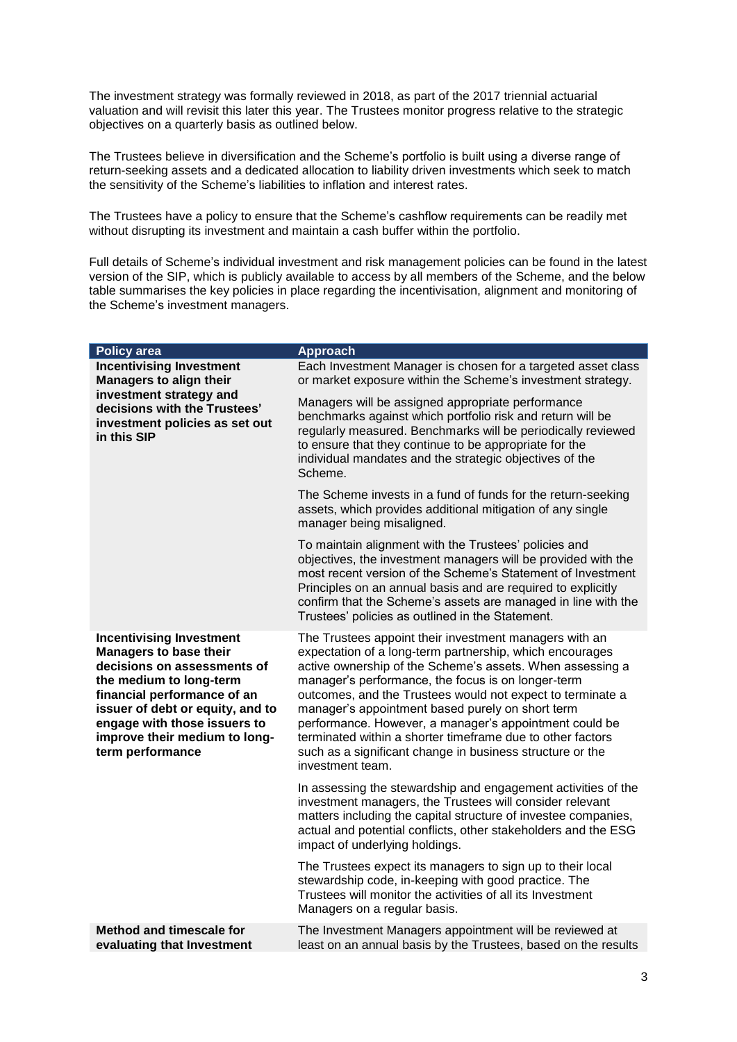The investment strategy was formally reviewed in 2018, as part of the 2017 triennial actuarial valuation and will revisit this later this year. The Trustees monitor progress relative to the strategic objectives on a quarterly basis as outlined below.

The Trustees believe in diversification and the Scheme's portfolio is built using a diverse range of return-seeking assets and a dedicated allocation to liability driven investments which seek to match the sensitivity of the Scheme's liabilities to inflation and interest rates.

The Trustees have a policy to ensure that the Scheme's cashflow requirements can be readily met without disrupting its investment and maintain a cash buffer within the portfolio.

Full details of Scheme's individual investment and risk management policies can be found in the latest version of the SIP, which is publicly available to access by all members of the Scheme, and the below table summarises the key policies in place regarding the incentivisation, alignment and monitoring of the Scheme's investment managers.

| Policy area | Approach |
|---|---|
| **Incentivising Investment Managers to align their investment strategy and decisions with the Trustees' investment policies as set out in this SIP** | Each Investment Manager is chosen for a targeted asset class or market exposure within the Scheme's investment strategy.<br><br>Managers will be assigned appropriate performance benchmarks against which portfolio risk and return will be regularly measured. Benchmarks will be periodically reviewed to ensure that they continue to be appropriate for the individual mandates and the strategic objectives of the Scheme.<br><br>The Scheme invests in a fund of funds for the return-seeking assets, which provides additional mitigation of any single manager being misaligned.<br><br>To maintain alignment with the Trustees' policies and objectives, the investment managers will be provided with the most recent version of the Scheme's Statement of Investment Principles on an annual basis and are required to explicitly confirm that the Scheme's assets are managed in line with the Trustees' policies as outlined in the Statement. |
| **Incentivising Investment Managers to base their decisions on assessments of the medium to long-term financial performance of an issuer of debt or equity, and to engage with those issuers to improve their medium to long-term performance** | The Trustees appoint their investment managers with an expectation of a long-term partnership, which encourages active ownership of the Scheme's assets. When assessing a manager's performance, the focus is on longer-term outcomes, and the Trustees would not expect to terminate a manager's appointment based purely on short term performance. However, a manager's appointment could be terminated within a shorter timeframe due to other factors such as a significant change in business structure or the investment team.<br><br>In assessing the stewardship and engagement activities of the investment managers, the Trustees will consider relevant matters including the capital structure of investee companies, actual and potential conflicts, other stakeholders and the ESG impact of underlying holdings.<br><br>The Trustees expect its managers to sign up to their local stewardship code, in-keeping with good practice. The Trustees will monitor the activities of all its Investment Managers on a regular basis. |
| **Method and timescale for evaluating that Investment** | The Investment Managers appointment will be reviewed at least on an annual basis by the Trustees, based on the results |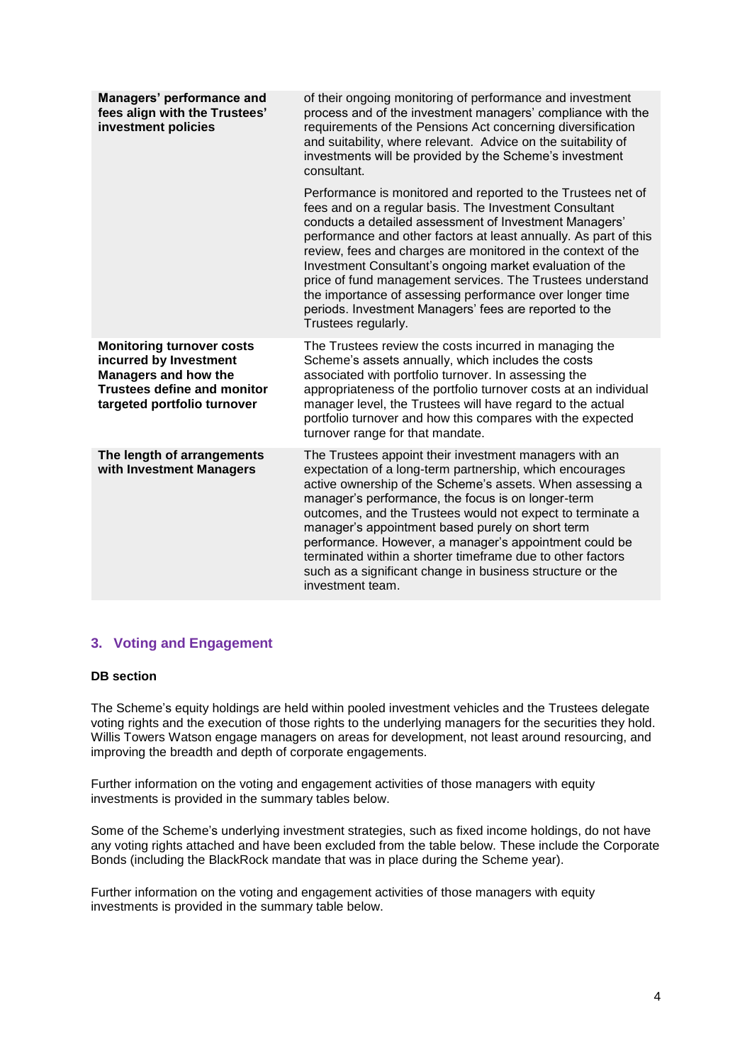| | |
|---|---|
| **Managers' performance and fees align with the Trustees' investment policies** | of their ongoing monitoring of performance and investment process and of the investment managers' compliance with the requirements of the Pensions Act concerning diversification and suitability, where relevant. Advice on the suitability of investments will be provided by the Scheme's investment consultant.<br><br>Performance is monitored and reported to the Trustees net of fees and on a regular basis. The Investment Consultant conducts a detailed assessment of Investment Managers' performance and other factors at least annually. As part of this review, fees and charges are monitored in the context of the Investment Consultant's ongoing market evaluation of the price of fund management services. The Trustees understand the importance of assessing performance over longer time periods. Investment Managers' fees are reported to the Trustees regularly. |
| **Monitoring turnover costs incurred by Investment Managers and how the Trustees define and monitor targeted portfolio turnover** | The Trustees review the costs incurred in managing the Scheme's assets annually, which includes the costs associated with portfolio turnover. In assessing the appropriateness of the portfolio turnover costs at an individual manager level, the Trustees will have regard to the actual portfolio turnover and how this compares with the expected turnover range for that mandate. |
| **The length of arrangements with Investment Managers** | The Trustees appoint their investment managers with an expectation of a long-term partnership, which encourages active ownership of the Scheme's assets. When assessing a manager's performance, the focus is on longer-term outcomes, and the Trustees would not expect to terminate a manager's appointment based purely on short term performance. However, a manager's appointment could be terminated within a shorter timeframe due to other factors such as a significant change in business structure or the investment team. |

## 3. Voting and Engagement

**DB section**

The Scheme's equity holdings are held within pooled investment vehicles and the Trustees delegate voting rights and the execution of those rights to the underlying managers for the securities they hold. Willis Towers Watson engage managers on areas for development, not least around resourcing, and improving the breadth and depth of corporate engagements.

Further information on the voting and engagement activities of those managers with equity investments is provided in the summary tables below.

Some of the Scheme's underlying investment strategies, such as fixed income holdings, do not have any voting rights attached and have been excluded from the table below. These include the Corporate Bonds (including the BlackRock mandate that was in place during the Scheme year).

Further information on the voting and engagement activities of those managers with equity investments is provided in the summary table below.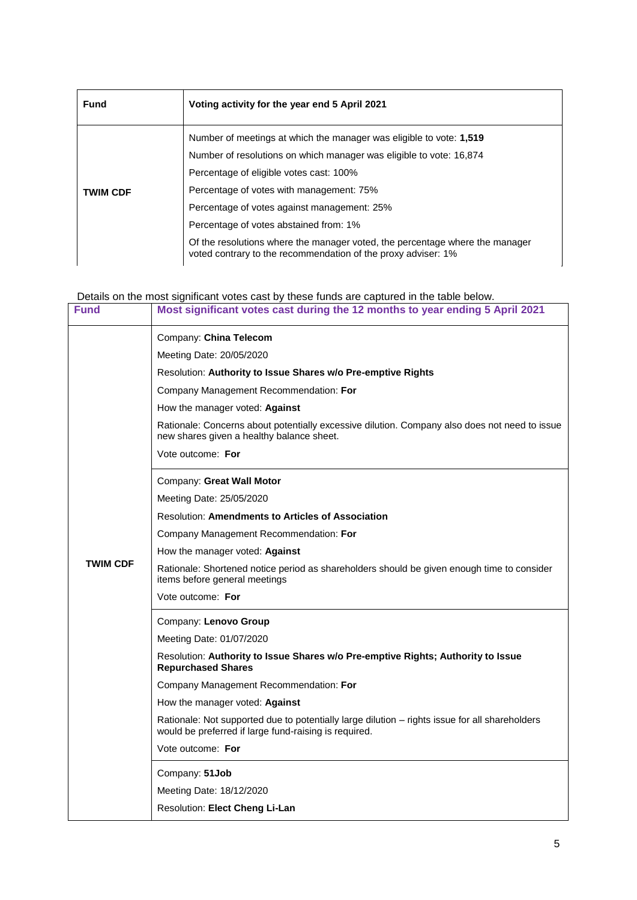| Fund | Voting activity for the year end 5 April 2021 |
|---|---|
| **TWIM CDF** | Number of meetings at which the manager was eligible to vote: **1,519**<br>Number of resolutions on which manager was eligible to vote: 16,874<br>Percentage of eligible votes cast: 100%<br>Percentage of votes with management: 75%<br>Percentage of votes against management: 25%<br>Percentage of votes abstained from: 1%<br>Of the resolutions where the manager voted, the percentage where the manager voted contrary to the recommendation of the proxy adviser: 1% |

Details on the most significant votes cast by these funds are captured in the table below.

| Fund | Most significant votes cast during the 12 months to year ending 5 April 2021 |
|---|---|
| **TWIM CDF** | Company: **China Telecom**<br>Meeting Date: 20/05/2020<br>Resolution: **Authority to Issue Shares w/o Pre-emptive Rights**<br>Company Management Recommendation: **For**<br>How the manager voted: **Against**<br>Rationale: Concerns about potentially excessive dilution. Company also does not need to issue new shares given a healthy balance sheet.<br>Vote outcome: **For** |
| | Company: **Great Wall Motor**<br>Meeting Date: 25/05/2020<br>Resolution: **Amendments to Articles of Association**<br>Company Management Recommendation: **For**<br>How the manager voted: **Against**<br>Rationale: Shortened notice period as shareholders should be given enough time to consider items before general meetings<br>Vote outcome: **For** |
| | Company: **Lenovo Group**<br>Meeting Date: 01/07/2020<br>Resolution: **Authority to Issue Shares w/o Pre-emptive Rights; Authority to Issue Repurchased Shares**<br>Company Management Recommendation: **For**<br>How the manager voted: **Against**<br>Rationale: Not supported due to potentially large dilution – rights issue for all shareholders would be preferred if large fund-raising is required.<br>Vote outcome: **For** |
| | Company: **51Job**<br>Meeting Date: 18/12/2020<br>Resolution: **Elect Cheng Li-Lan** |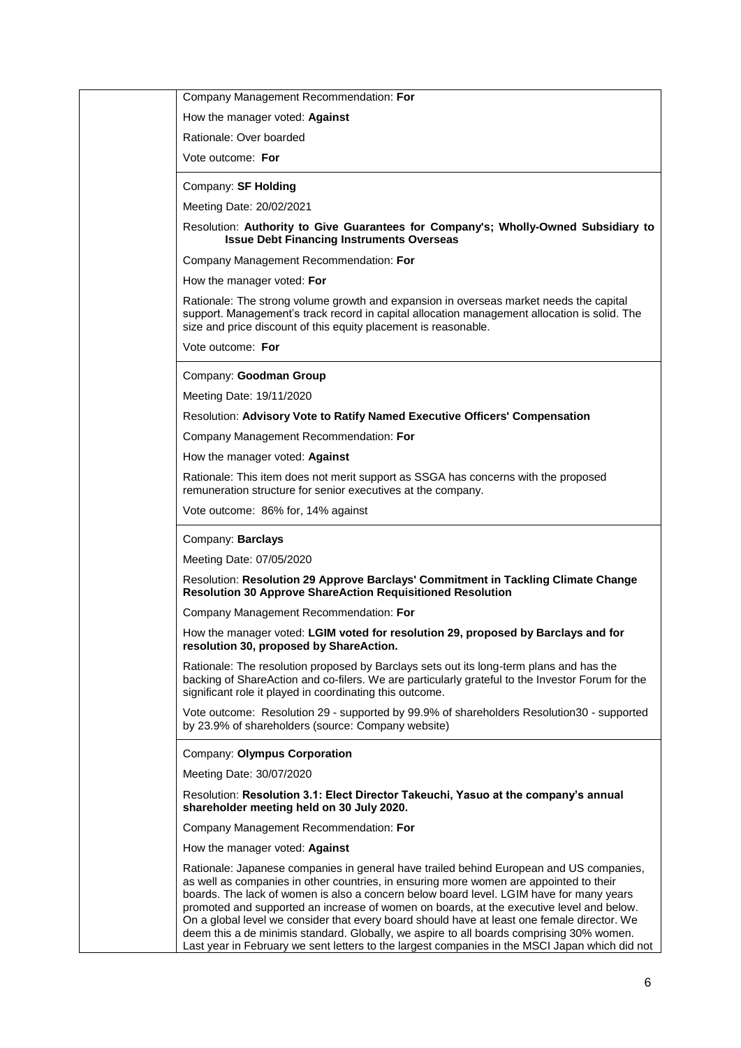| | |
|---|---|
| | Company Management Recommendation: **For**<br><br>How the manager voted: **Against**<br><br>Rationale: Over boarded<br><br>Vote outcome: **For** |
| | Company: **SF Holding**<br><br>Meeting Date: 20/02/2021<br><br>Resolution: **Authority to Give Guarantees for Company's; Wholly-Owned Subsidiary to Issue Debt Financing Instruments Overseas**<br><br>Company Management Recommendation: **For**<br><br>How the manager voted: **For**<br><br>Rationale: The strong volume growth and expansion in overseas market needs the capital support. Management's track record in capital allocation management allocation is solid. The size and price discount of this equity placement is reasonable.<br><br>Vote outcome: **For** |
| | Company: **Goodman Group**<br><br>Meeting Date: 19/11/2020<br><br>Resolution: **Advisory Vote to Ratify Named Executive Officers' Compensation**<br><br>Company Management Recommendation: **For**<br><br>How the manager voted: **Against**<br><br>Rationale: This item does not merit support as SSGA has concerns with the proposed remuneration structure for senior executives at the company.<br><br>Vote outcome: 86% for, 14% against |
| | Company: **Barclays**<br><br>Meeting Date: 07/05/2020<br><br>Resolution: **Resolution 29 Approve Barclays' Commitment in Tackling Climate Change Resolution 30 Approve ShareAction Requisitioned Resolution**<br><br>Company Management Recommendation: **For**<br><br>How the manager voted: **LGIM voted for resolution 29, proposed by Barclays and for resolution 30, proposed by ShareAction.**<br><br>Rationale: The resolution proposed by Barclays sets out its long-term plans and has the backing of ShareAction and co-filers. We are particularly grateful to the Investor Forum for the significant role it played in coordinating this outcome.<br><br>Vote outcome: Resolution 29 - supported by 99.9% of shareholders Resolution30 - supported by 23.9% of shareholders (source: Company website) |
| | Company: **Olympus Corporation**<br><br>Meeting Date: 30/07/2020<br><br>Resolution: **Resolution 3.1: Elect Director Takeuchi, Yasuo at the company's annual shareholder meeting held on 30 July 2020.**<br><br>Company Management Recommendation: **For**<br><br>How the manager voted: **Against**<br><br>Rationale: Japanese companies in general have trailed behind European and US companies, as well as companies in other countries, in ensuring more women are appointed to their boards. The lack of women is also a concern below board level. LGIM have for many years promoted and supported an increase of women on boards, at the executive level and below. On a global level we consider that every board should have at least one female director. We deem this a de minimis standard. Globally, we aspire to all boards comprising 30% women. Last year in February we sent letters to the largest companies in the MSCI Japan which did not |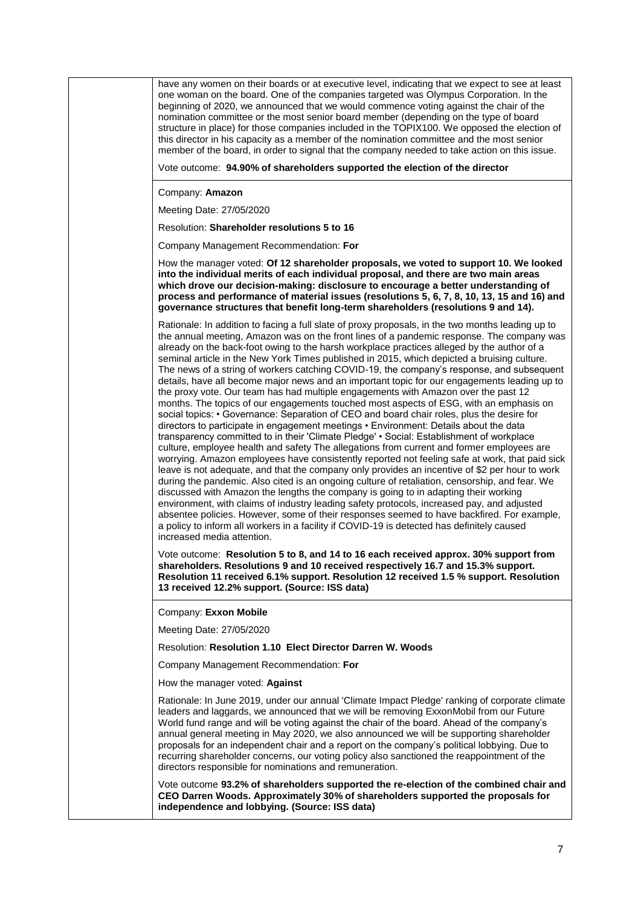have any women on their boards or at executive level, indicating that we expect to see at least one woman on the board. One of the companies targeted was Olympus Corporation. In the beginning of 2020, we announced that we would commence voting against the chair of the nomination committee or the most senior board member (depending on the type of board structure in place) for those companies included in the TOPIX100. We opposed the election of this director in his capacity as a member of the nomination committee and the most senior member of the board, in order to signal that the company needed to take action on this issue.

Vote outcome: **94.90% of shareholders supported the election of the director**

---

Company: **Amazon**

Meeting Date: 27/05/2020

Resolution: **Shareholder resolutions 5 to 16**

Company Management Recommendation: **For**

How the manager voted: **Of 12 shareholder proposals, we voted to support 10. We looked into the individual merits of each individual proposal, and there are two main areas which drove our decision-making: disclosure to encourage a better understanding of process and performance of material issues (resolutions 5, 6, 7, 8, 10, 13, 15 and 16) and governance structures that benefit long-term shareholders (resolutions 9 and 14).**

Rationale: In addition to facing a full slate of proxy proposals, in the two months leading up to the annual meeting, Amazon was on the front lines of a pandemic response. The company was already on the back-foot owing to the harsh workplace practices alleged by the author of a seminal article in the New York Times published in 2015, which depicted a bruising culture. The news of a string of workers catching COVID-19, the company's response, and subsequent details, have all become major news and an important topic for our engagements leading up to the proxy vote. Our team has had multiple engagements with Amazon over the past 12 months. The topics of our engagements touched most aspects of ESG, with an emphasis on social topics: • Governance: Separation of CEO and board chair roles, plus the desire for directors to participate in engagement meetings • Environment: Details about the data transparency committed to in their 'Climate Pledge' • Social: Establishment of workplace culture, employee health and safety The allegations from current and former employees are worrying. Amazon employees have consistently reported not feeling safe at work, that paid sick leave is not adequate, and that the company only provides an incentive of $2 per hour to work during the pandemic. Also cited is an ongoing culture of retaliation, censorship, and fear. We discussed with Amazon the lengths the company is going to in adapting their working environment, with claims of industry leading safety protocols, increased pay, and adjusted absentee policies. However, some of their responses seemed to have backfired. For example, a policy to inform all workers in a facility if COVID-19 is detected has definitely caused increased media attention.

Vote outcome: **Resolution 5 to 8, and 14 to 16 each received approx. 30% support from shareholders. Resolutions 9 and 10 received respectively 16.7 and 15.3% support. Resolution 11 received 6.1% support. Resolution 12 received 1.5 % support. Resolution 13 received 12.2% support. (Source: ISS data)**

---

Company: **Exxon Mobile**

Meeting Date: 27/05/2020

Resolution: **Resolution 1.10 Elect Director Darren W. Woods**

Company Management Recommendation: **For**

How the manager voted: **Against**

Rationale: In June 2019, under our annual 'Climate Impact Pledge' ranking of corporate climate leaders and laggards, we announced that we will be removing ExxonMobil from our Future World fund range and will be voting against the chair of the board. Ahead of the company's annual general meeting in May 2020, we also announced we will be supporting shareholder proposals for an independent chair and a report on the company's political lobbying. Due to recurring shareholder concerns, our voting policy also sanctioned the reappointment of the directors responsible for nominations and remuneration.

Vote outcome **93.2% of shareholders supported the re-election of the combined chair and CEO Darren Woods. Approximately 30% of shareholders supported the proposals for independence and lobbying. (Source: ISS data)**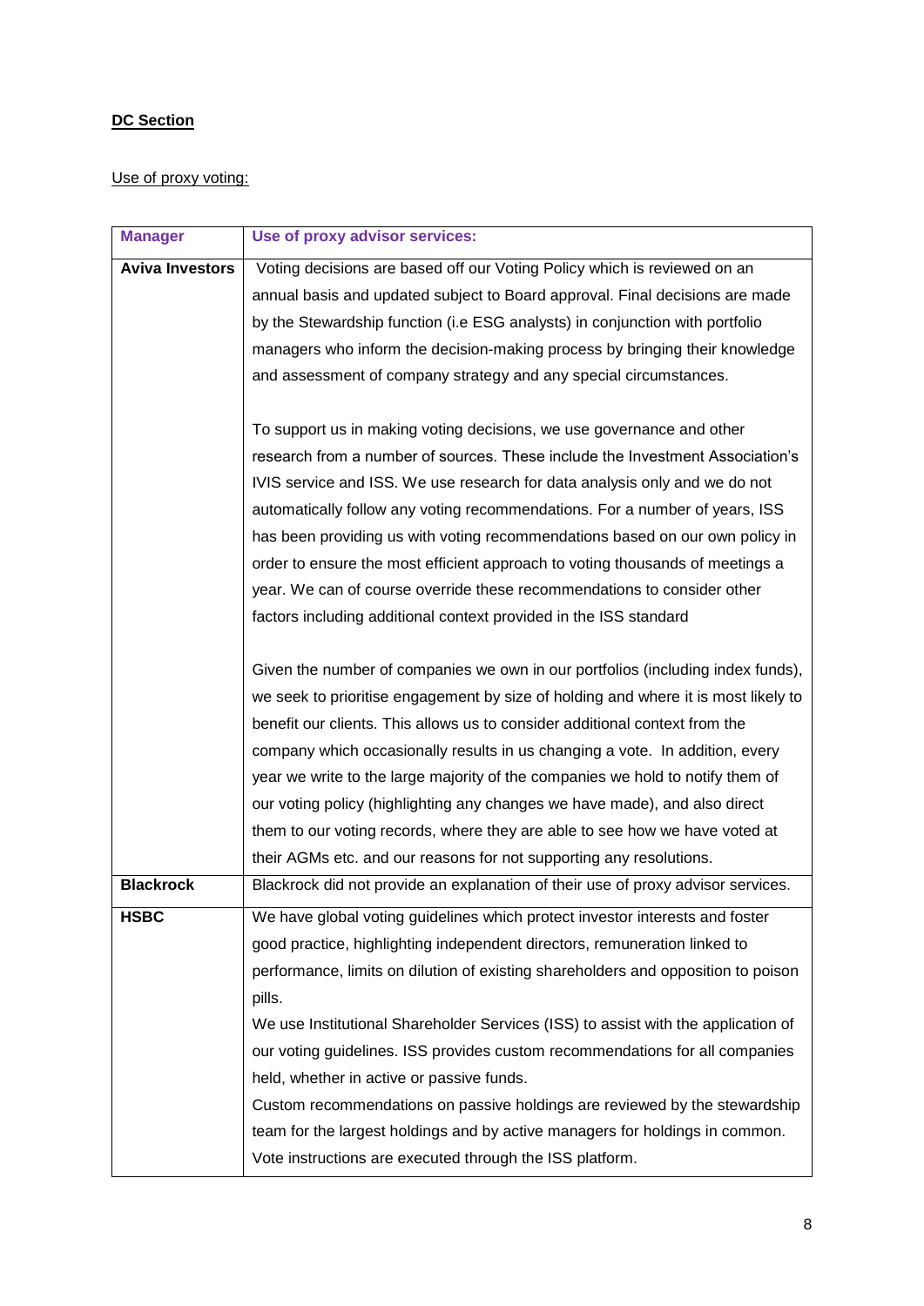**DC Section**

Use of proxy voting:

| Manager | Use of proxy advisor services: |
|---|---|
| **Aviva Investors** | Voting decisions are based off our Voting Policy which is reviewed on an annual basis and updated subject to Board approval. Final decisions are made by the Stewardship function (i.e ESG analysts) in conjunction with portfolio managers who inform the decision-making process by bringing their knowledge and assessment of company strategy and any special circumstances.<br><br>To support us in making voting decisions, we use governance and other research from a number of sources. These include the Investment Association's IVIS service and ISS. We use research for data analysis only and we do not automatically follow any voting recommendations. For a number of years, ISS has been providing us with voting recommendations based on our own policy in order to ensure the most efficient approach to voting thousands of meetings a year. We can of course override these recommendations to consider other factors including additional context provided in the ISS standard<br><br>Given the number of companies we own in our portfolios (including index funds), we seek to prioritise engagement by size of holding and where it is most likely to benefit our clients. This allows us to consider additional context from the company which occasionally results in us changing a vote. In addition, every year we write to the large majority of the companies we hold to notify them of our voting policy (highlighting any changes we have made), and also direct them to our voting records, where they are able to see how we have voted at their AGMs etc. and our reasons for not supporting any resolutions. |
| **Blackrock** | Blackrock did not provide an explanation of their use of proxy advisor services. |
| **HSBC** | We have global voting guidelines which protect investor interests and foster good practice, highlighting independent directors, remuneration linked to performance, limits on dilution of existing shareholders and opposition to poison pills.<br>We use Institutional Shareholder Services (ISS) to assist with the application of our voting guidelines. ISS provides custom recommendations for all companies held, whether in active or passive funds.<br>Custom recommendations on passive holdings are reviewed by the stewardship team for the largest holdings and by active managers for holdings in common. Vote instructions are executed through the ISS platform. |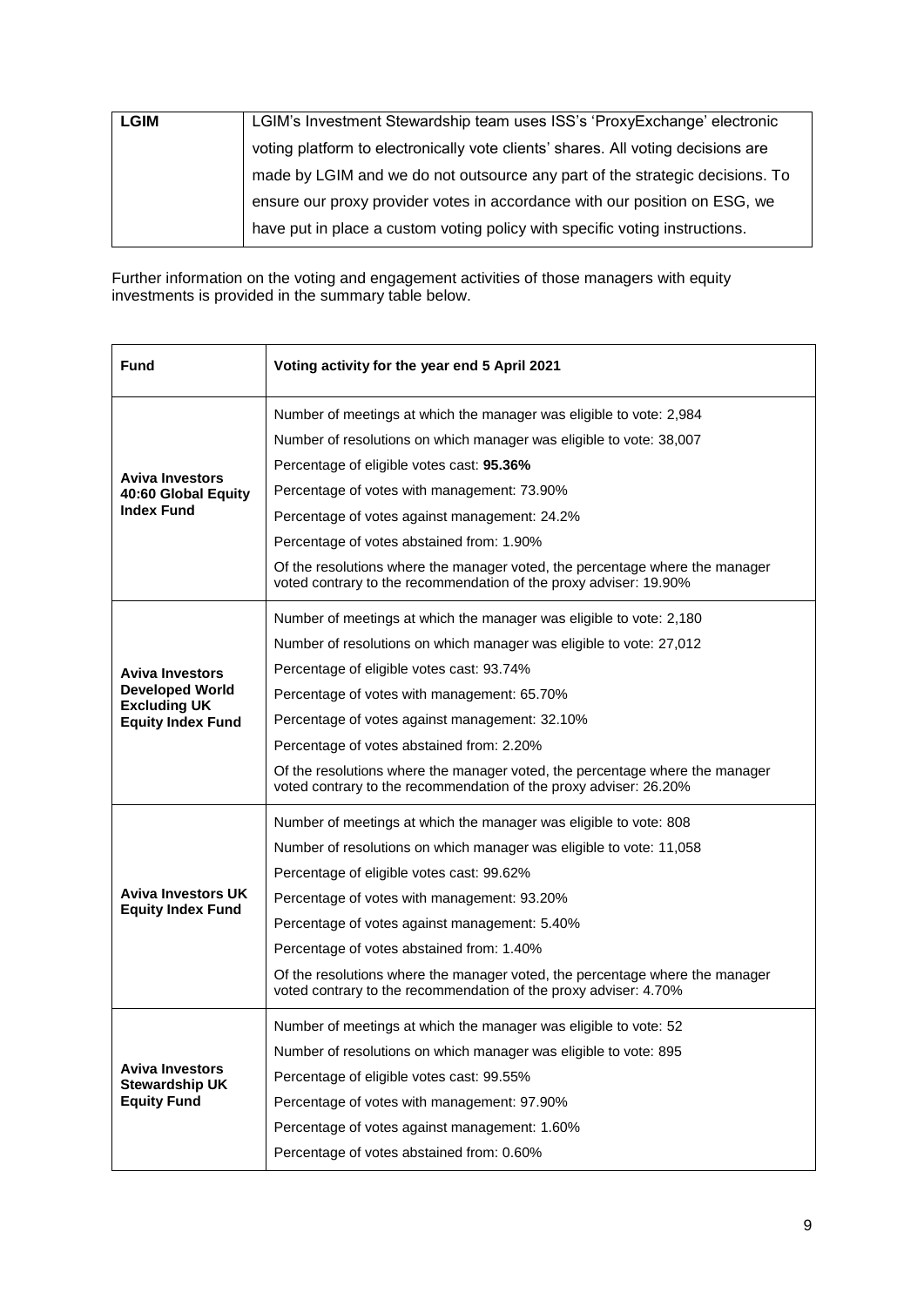| | |
|---|---|
| **LGIM** | LGIM's Investment Stewardship team uses ISS's 'ProxyExchange' electronic voting platform to electronically vote clients' shares. All voting decisions are made by LGIM and we do not outsource any part of the strategic decisions. To ensure our proxy provider votes in accordance with our position on ESG, we have put in place a custom voting policy with specific voting instructions. |

Further information on the voting and engagement activities of those managers with equity investments is provided in the summary table below.

| Fund | Voting activity for the year end 5 April 2021 |
|---|---|
| **Aviva Investors 40:60 Global Equity Index Fund** | Number of meetings at which the manager was eligible to vote: 2,984<br>Number of resolutions on which manager was eligible to vote: 38,007<br>Percentage of eligible votes cast: **95.36%**<br>Percentage of votes with management: 73.90%<br>Percentage of votes against management: 24.2%<br>Percentage of votes abstained from: 1.90%<br>Of the resolutions where the manager voted, the percentage where the manager voted contrary to the recommendation of the proxy adviser: 19.90% |
| **Aviva Investors Developed World Excluding UK Equity Index Fund** | Number of meetings at which the manager was eligible to vote: 2,180<br>Number of resolutions on which manager was eligible to vote: 27,012<br>Percentage of eligible votes cast: 93.74%<br>Percentage of votes with management: 65.70%<br>Percentage of votes against management: 32.10%<br>Percentage of votes abstained from: 2.20%<br>Of the resolutions where the manager voted, the percentage where the manager voted contrary to the recommendation of the proxy adviser: 26.20% |
| **Aviva Investors UK Equity Index Fund** | Number of meetings at which the manager was eligible to vote: 808<br>Number of resolutions on which manager was eligible to vote: 11,058<br>Percentage of eligible votes cast: 99.62%<br>Percentage of votes with management: 93.20%<br>Percentage of votes against management: 5.40%<br>Percentage of votes abstained from: 1.40%<br>Of the resolutions where the manager voted, the percentage where the manager voted contrary to the recommendation of the proxy adviser: 4.70% |
| **Aviva Investors Stewardship UK Equity Fund** | Number of meetings at which the manager was eligible to vote: 52<br>Number of resolutions on which manager was eligible to vote: 895<br>Percentage of eligible votes cast: 99.55%<br>Percentage of votes with management: 97.90%<br>Percentage of votes against management: 1.60%<br>Percentage of votes abstained from: 0.60% |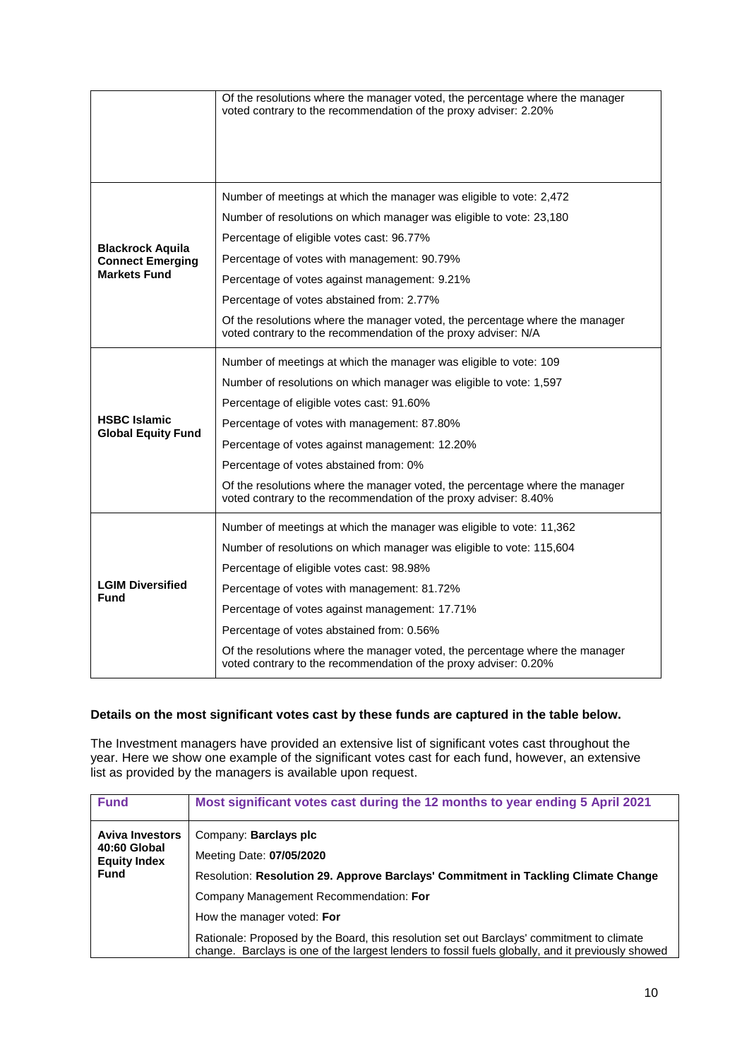| | |
|---|---|
| | Of the resolutions where the manager voted, the percentage where the manager voted contrary to the recommendation of the proxy adviser: 2.20% |
| **Blackrock Aquila Connect Emerging Markets Fund** | Number of meetings at which the manager was eligible to vote: 2,472<br>Number of resolutions on which manager was eligible to vote: 23,180<br>Percentage of eligible votes cast: 96.77%<br>Percentage of votes with management: 90.79%<br>Percentage of votes against management: 9.21%<br>Percentage of votes abstained from: 2.77%<br>Of the resolutions where the manager voted, the percentage where the manager voted contrary to the recommendation of the proxy adviser: N/A |
| **HSBC Islamic Global Equity Fund** | Number of meetings at which the manager was eligible to vote: 109<br>Number of resolutions on which manager was eligible to vote: 1,597<br>Percentage of eligible votes cast: 91.60%<br>Percentage of votes with management: 87.80%<br>Percentage of votes against management: 12.20%<br>Percentage of votes abstained from: 0%<br>Of the resolutions where the manager voted, the percentage where the manager voted contrary to the recommendation of the proxy adviser: 8.40% |
| **LGIM Diversified Fund** | Number of meetings at which the manager was eligible to vote: 11,362<br>Number of resolutions on which manager was eligible to vote: 115,604<br>Percentage of eligible votes cast: 98.98%<br>Percentage of votes with management: 81.72%<br>Percentage of votes against management: 17.71%<br>Percentage of votes abstained from: 0.56%<br>Of the resolutions where the manager voted, the percentage where the manager voted contrary to the recommendation of the proxy adviser: 0.20% |

**Details on the most significant votes cast by these funds are captured in the table below.**

The Investment managers have provided an extensive list of significant votes cast throughout the year. Here we show one example of the significant votes cast for each fund, however, an extensive list as provided by the managers is available upon request.

| Fund | Most significant votes cast during the 12 months to year ending 5 April 2021 |
|---|---|
| **Aviva Investors 40:60 Global Equity Index Fund** | Company: **Barclays plc**<br>Meeting Date: **07/05/2020**<br>Resolution: **Resolution 29. Approve Barclays' Commitment in Tackling Climate Change**<br>Company Management Recommendation: **For**<br>How the manager voted: **For**<br>Rationale: Proposed by the Board, this resolution set out Barclays' commitment to climate change. Barclays is one of the largest lenders to fossil fuels globally, and it previously showed |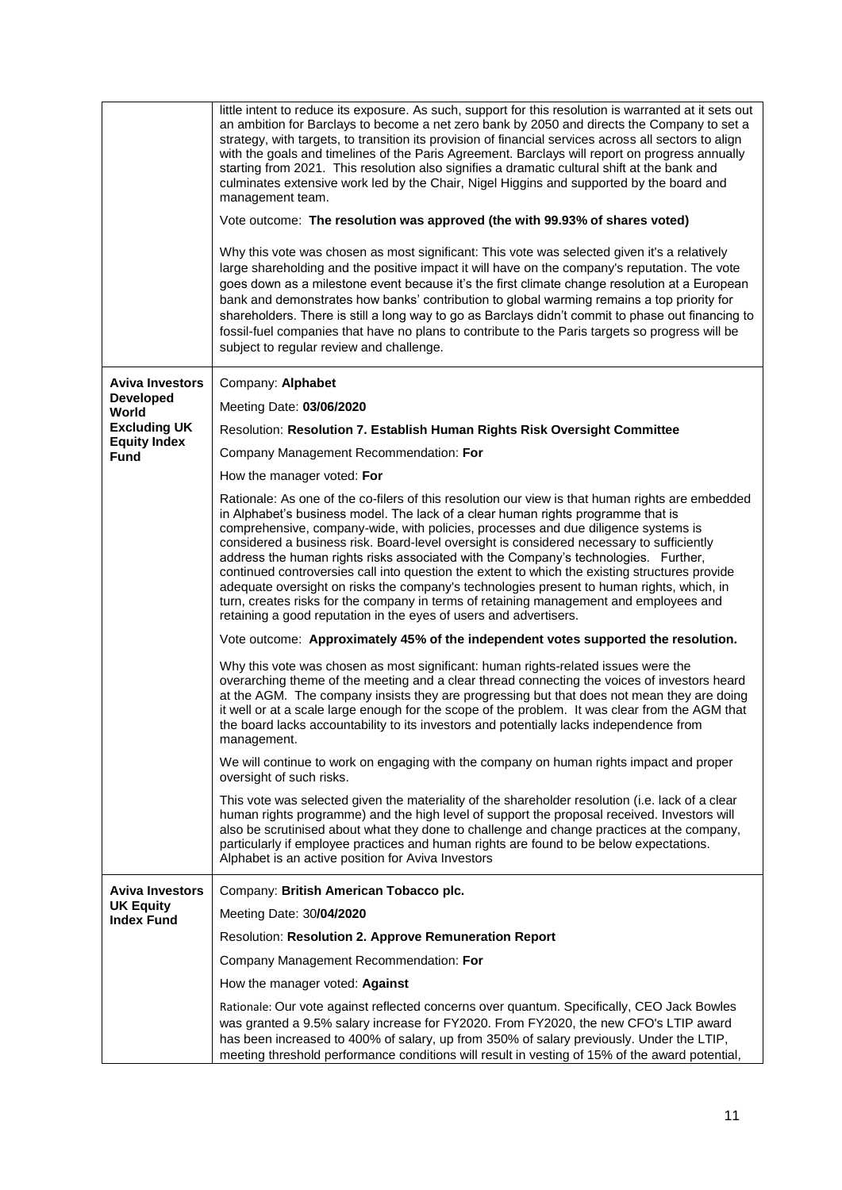| | |
|---|---|
| | little intent to reduce its exposure. As such, support for this resolution is warranted at it sets out an ambition for Barclays to become a net zero bank by 2050 and directs the Company to set a strategy, with targets, to transition its provision of financial services across all sectors to align with the goals and timelines of the Paris Agreement. Barclays will report on progress annually starting from 2021. This resolution also signifies a dramatic cultural shift at the bank and culminates extensive work led by the Chair, Nigel Higgins and supported by the board and management team.<br><br>Vote outcome: **The resolution was approved (the with 99.93% of shares voted)**<br><br>Why this vote was chosen as most significant: This vote was selected given it's a relatively large shareholding and the positive impact it will have on the company's reputation. The vote goes down as a milestone event because it's the first climate change resolution at a European bank and demonstrates how banks' contribution to global warming remains a top priority for shareholders. There is still a long way to go as Barclays didn't commit to phase out financing to fossil-fuel companies that have no plans to contribute to the Paris targets so progress will be subject to regular review and challenge. |
| **Aviva Investors Developed World Excluding UK Equity Index Fund** | Company: **Alphabet**<br><br>Meeting Date: **03/06/2020**<br><br>Resolution: **Resolution 7. Establish Human Rights Risk Oversight Committee**<br><br>Company Management Recommendation: **For**<br><br>How the manager voted: **For**<br><br>Rationale: As one of the co-filers of this resolution our view is that human rights are embedded in Alphabet's business model. The lack of a clear human rights programme that is comprehensive, company-wide, with policies, processes and due diligence systems is considered a business risk. Board-level oversight is considered necessary to sufficiently address the human rights risks associated with the Company's technologies. Further, continued controversies call into question the extent to which the existing structures provide adequate oversight on risks the company's technologies present to human rights, which, in turn, creates risks for the company in terms of retaining management and employees and retaining a good reputation in the eyes of users and advertisers.<br><br>Vote outcome: **Approximately 45% of the independent votes supported the resolution.**<br><br>Why this vote was chosen as most significant: human rights-related issues were the overarching theme of the meeting and a clear thread connecting the voices of investors heard at the AGM. The company insists they are progressing but that does not mean they are doing it well or at a scale large enough for the scope of the problem. It was clear from the AGM that the board lacks accountability to its investors and potentially lacks independence from management.<br><br>We will continue to work on engaging with the company on human rights impact and proper oversight of such risks.<br><br>This vote was selected given the materiality of the shareholder resolution (i.e. lack of a clear human rights programme) and the high level of support the proposal received. Investors will also be scrutinised about what they done to challenge and change practices at the company, particularly if employee practices and human rights are found to be below expectations. Alphabet is an active position for Aviva Investors |
| **Aviva Investors UK Equity Index Fund** | Company: **British American Tobacco plc.**<br><br>Meeting Date: 30**/04/2020**<br><br>Resolution: **Resolution 2. Approve Remuneration Report**<br><br>Company Management Recommendation: **For**<br><br>How the manager voted: **Against**<br><br>Rationale: Our vote against reflected concerns over quantum. Specifically, CEO Jack Bowles was granted a 9.5% salary increase for FY2020. From FY2020, the new CFO's LTIP award has been increased to 400% of salary, up from 350% of salary previously. Under the LTIP, meeting threshold performance conditions will result in vesting of 15% of the award potential, |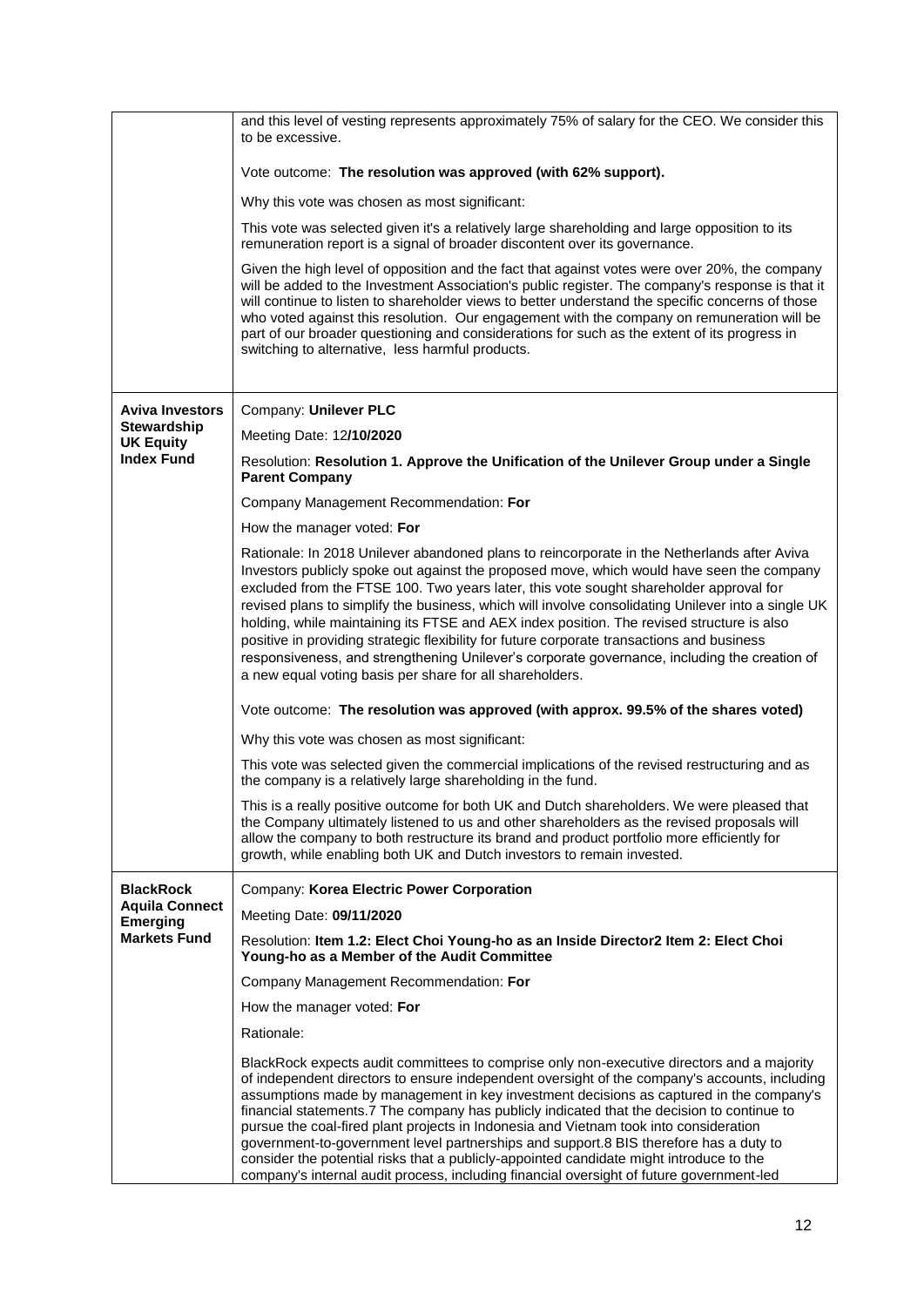| | |
|---|---|
| | and this level of vesting represents approximately 75% of salary for the CEO. We consider this to be excessive.<br><br>Vote outcome: **The resolution was approved (with 62% support).**<br><br>Why this vote was chosen as most significant:<br><br>This vote was selected given it's a relatively large shareholding and large opposition to its remuneration report is a signal of broader discontent over its governance.<br><br>Given the high level of opposition and the fact that against votes were over 20%, the company will be added to the Investment Association's public register. The company's response is that it will continue to listen to shareholder views to better understand the specific concerns of those who voted against this resolution. Our engagement with the company on remuneration will be part of our broader questioning and considerations for such as the extent of its progress in switching to alternative, less harmful products. |
| **Aviva Investors Stewardship UK Equity Index Fund** | Company: **Unilever PLC**<br><br>Meeting Date: 12**/10/2020**<br><br>Resolution: **Resolution 1. Approve the Unification of the Unilever Group under a Single Parent Company**<br><br>Company Management Recommendation: **For**<br><br>How the manager voted: **For**<br><br>Rationale: In 2018 Unilever abandoned plans to reincorporate in the Netherlands after Aviva Investors publicly spoke out against the proposed move, which would have seen the company excluded from the FTSE 100. Two years later, this vote sought shareholder approval for revised plans to simplify the business, which will involve consolidating Unilever into a single UK holding, while maintaining its FTSE and AEX index position. The revised structure is also positive in providing strategic flexibility for future corporate transactions and business responsiveness, and strengthening Unilever's corporate governance, including the creation of a new equal voting basis per share for all shareholders.<br><br>Vote outcome: **The resolution was approved (with approx. 99.5% of the shares voted)**<br><br>Why this vote was chosen as most significant:<br><br>This vote was selected given the commercial implications of the revised restructuring and as the company is a relatively large shareholding in the fund.<br><br>This is a really positive outcome for both UK and Dutch shareholders. We were pleased that the Company ultimately listened to us and other shareholders as the revised proposals will allow the company to both restructure its brand and product portfolio more efficiently for growth, while enabling both UK and Dutch investors to remain invested. |
| **BlackRock Aquila Connect Emerging Markets Fund** | Company: **Korea Electric Power Corporation**<br><br>Meeting Date: **09/11/2020**<br><br>Resolution: **Item 1.2: Elect Choi Young-ho as an Inside Director2 Item 2: Elect Choi Young-ho as a Member of the Audit Committee**<br><br>Company Management Recommendation: **For**<br><br>How the manager voted: **For**<br><br>Rationale:<br><br>BlackRock expects audit committees to comprise only non-executive directors and a majority of independent directors to ensure independent oversight of the company's accounts, including assumptions made by management in key investment decisions as captured in the company's financial statements.7 The company has publicly indicated that the decision to continue to pursue the coal-fired plant projects in Indonesia and Vietnam took into consideration government-to-government level partnerships and support.8 BIS therefore has a duty to consider the potential risks that a publicly-appointed candidate might introduce to the company's internal audit process, including financial oversight of future government-led |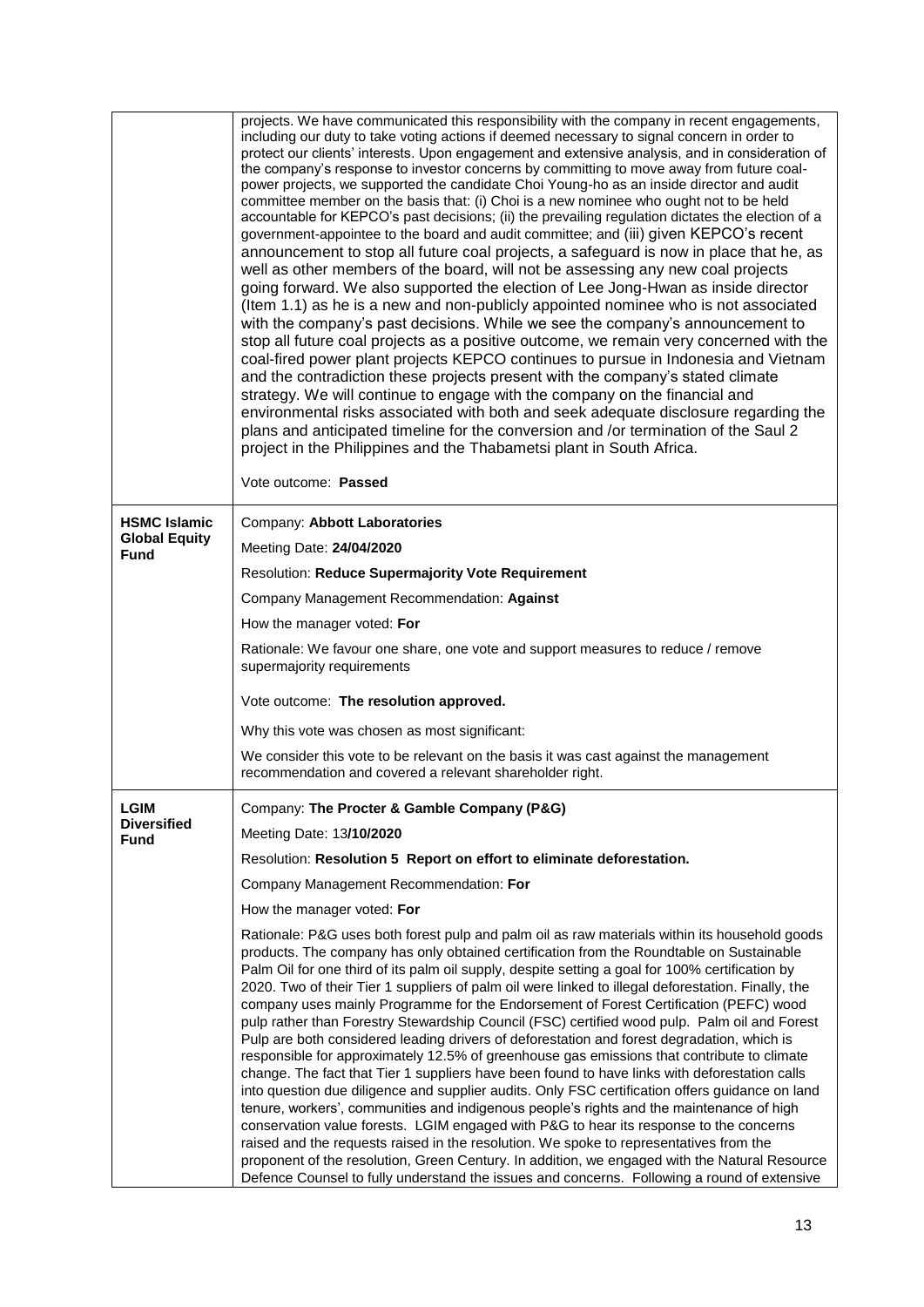| | |
|---|---|
| | projects. We have communicated this responsibility with the company in recent engagements, including our duty to take voting actions if deemed necessary to signal concern in order to protect our clients' interests. Upon engagement and extensive analysis, and in consideration of the company's response to investor concerns by committing to move away from future coal-power projects, we supported the candidate Choi Young-ho as an inside director and audit committee member on the basis that: (i) Choi is a new nominee who ought not to be held accountable for KEPCO's past decisions; (ii) the prevailing regulation dictates the election of a government-appointee to the board and audit committee; and (iii) given KEPCO's recent announcement to stop all future coal projects, a safeguard is now in place that he, as well as other members of the board, will not be assessing any new coal projects going forward. We also supported the election of Lee Jong-Hwan as inside director (Item 1.1) as he is a new and non-publicly appointed nominee who is not associated with the company's past decisions. While we see the company's announcement to stop all future coal projects as a positive outcome, we remain very concerned with the coal-fired power plant projects KEPCO continues to pursue in Indonesia and Vietnam and the contradiction these projects present with the company's stated climate strategy. We will continue to engage with the company on the financial and environmental risks associated with both and seek adequate disclosure regarding the plans and anticipated timeline for the conversion and /or termination of the Saul 2 project in the Philippines and the Thabametsi plant in South Africa.<br><br>Vote outcome: **Passed** |
| **HSMC Islamic Global Equity Fund** | Company: **Abbott Laboratories**<br><br>Meeting Date: **24/04/2020**<br><br>Resolution: **Reduce Supermajority Vote Requirement**<br><br>Company Management Recommendation: **Against**<br><br>How the manager voted: **For**<br><br>Rationale: We favour one share, one vote and support measures to reduce / remove supermajority requirements<br><br>Vote outcome: **The resolution approved.**<br><br>Why this vote was chosen as most significant:<br><br>We consider this vote to be relevant on the basis it was cast against the management recommendation and covered a relevant shareholder right. |
| **LGIM Diversified Fund** | Company: **The Procter & Gamble Company (P&G)**<br><br>Meeting Date: 13**/10/2020**<br><br>Resolution: **Resolution 5 Report on effort to eliminate deforestation.**<br><br>Company Management Recommendation: **For**<br><br>How the manager voted: **For**<br><br>Rationale: P&G uses both forest pulp and palm oil as raw materials within its household goods products. The company has only obtained certification from the Roundtable on Sustainable Palm Oil for one third of its palm oil supply, despite setting a goal for 100% certification by 2020. Two of their Tier 1 suppliers of palm oil were linked to illegal deforestation. Finally, the company uses mainly Programme for the Endorsement of Forest Certification (PEFC) wood pulp rather than Forestry Stewardship Council (FSC) certified wood pulp. Palm oil and Forest Pulp are both considered leading drivers of deforestation and forest degradation, which is responsible for approximately 12.5% of greenhouse gas emissions that contribute to climate change. The fact that Tier 1 suppliers have been found to have links with deforestation calls into question due diligence and supplier audits. Only FSC certification offers guidance on land tenure, workers', communities and indigenous people's rights and the maintenance of high conservation value forests. LGIM engaged with P&G to hear its response to the concerns raised and the requests raised in the resolution. We spoke to representatives from the proponent of the resolution, Green Century. In addition, we engaged with the Natural Resource Defence Counsel to fully understand the issues and concerns. Following a round of extensive |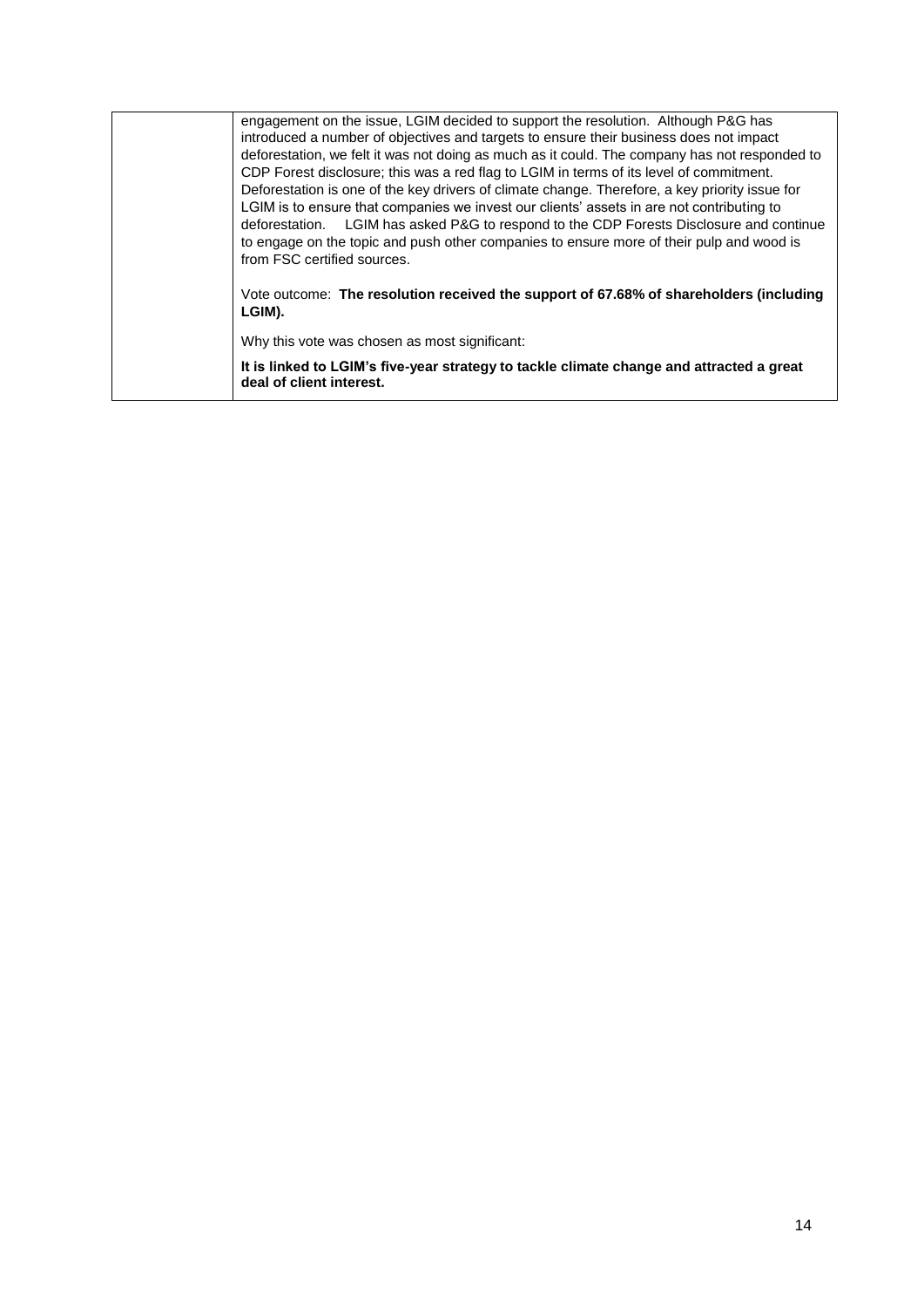| | |
|---|---|
| | engagement on the issue, LGIM decided to support the resolution. Although P&G has introduced a number of objectives and targets to ensure their business does not impact deforestation, we felt it was not doing as much as it could. The company has not responded to CDP Forest disclosure; this was a red flag to LGIM in terms of its level of commitment. Deforestation is one of the key drivers of climate change. Therefore, a key priority issue for LGIM is to ensure that companies we invest our clients' assets in are not contributing to deforestation. LGIM has asked P&G to respond to the CDP Forests Disclosure and continue to engage on the topic and push other companies to ensure more of their pulp and wood is from FSC certified sources.<br><br>Vote outcome: **The resolution received the support of 67.68% of shareholders (including LGIM).**<br><br>Why this vote was chosen as most significant:<br><br>**It is linked to LGIM's five-year strategy to tackle climate change and attracted a great deal of client interest.** |